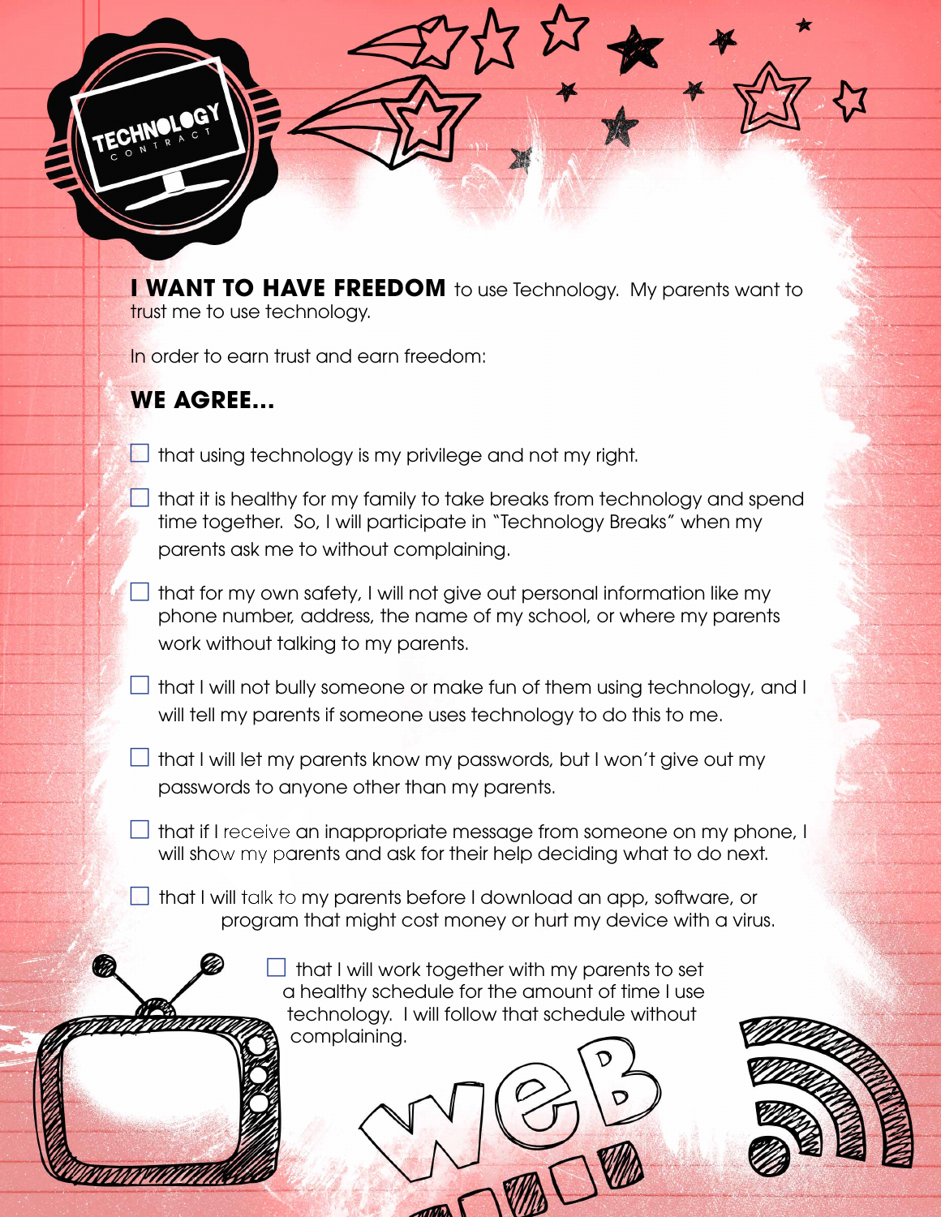# TECHNOLOGY CONTRACT

**I WANT TO HAVE FREEDOM** to use Technology. My parents want to trust me to use technology.

In order to earn trust and earn freedom:

## WE AGREE...

- ☐ that using technology is my privilege and not my right.
- ☐ that it is healthy for my family to take breaks from technology and spend time together. So, I will participate in "Technology Breaks" when my parents ask me to without complaining.
- ☐ that for my own safety, I will not give out personal information like my phone number, address, the name of my school, or where my parents work without talking to my parents.
- ☐ that I will not bully someone or make fun of them using technology, and I will tell my parents if someone uses technology to do this to me.
- ☐ that I will let my parents know my passwords, but I won't give out my passwords to anyone other than my parents.
- ☐ that if I receive an inappropriate message from someone on my phone, I will show my parents and ask for their help deciding what to do next.
- ☐ that I will talk to my parents before I download an app, software, or program that might cost money or hurt my device with a virus.
- ☐ that I will work together with my parents to set a healthy schedule for the amount of time I use technology. I will follow that schedule without complaining.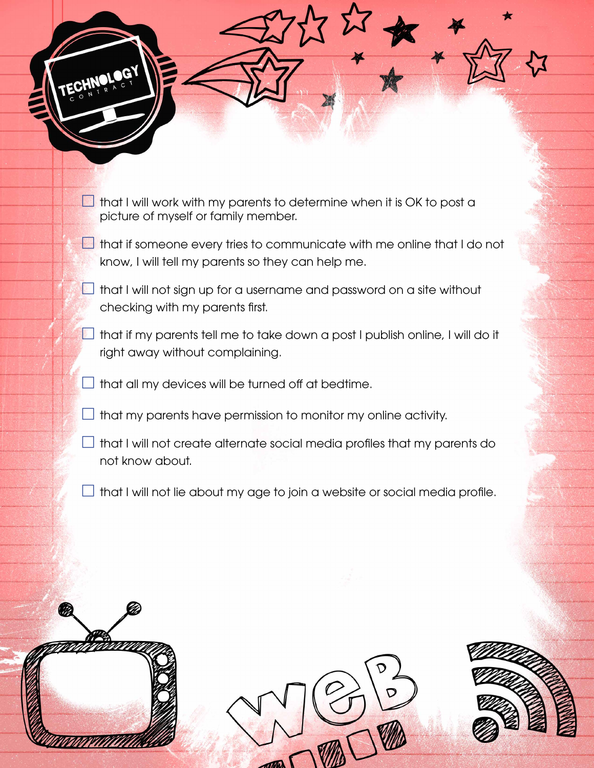- [ ] that I will work with my parents to determine when it is OK to post a picture of myself or family member.
- [ ] that if someone every tries to communicate with me online that I do not know, I will tell my parents so they can help me.
- [ ] that I will not sign up for a username and password on a site without checking with my parents first.
- [ ] that if my parents tell me to take down a post I publish online, I will do it right away without complaining.
- [ ] that all my devices will be turned off at bedtime.
- [ ] that my parents have permission to monitor my online activity.
- [ ] that I will not create alternate social media profiles that my parents do not know about.
- [ ] that I will not lie about my age to join a website or social media profile.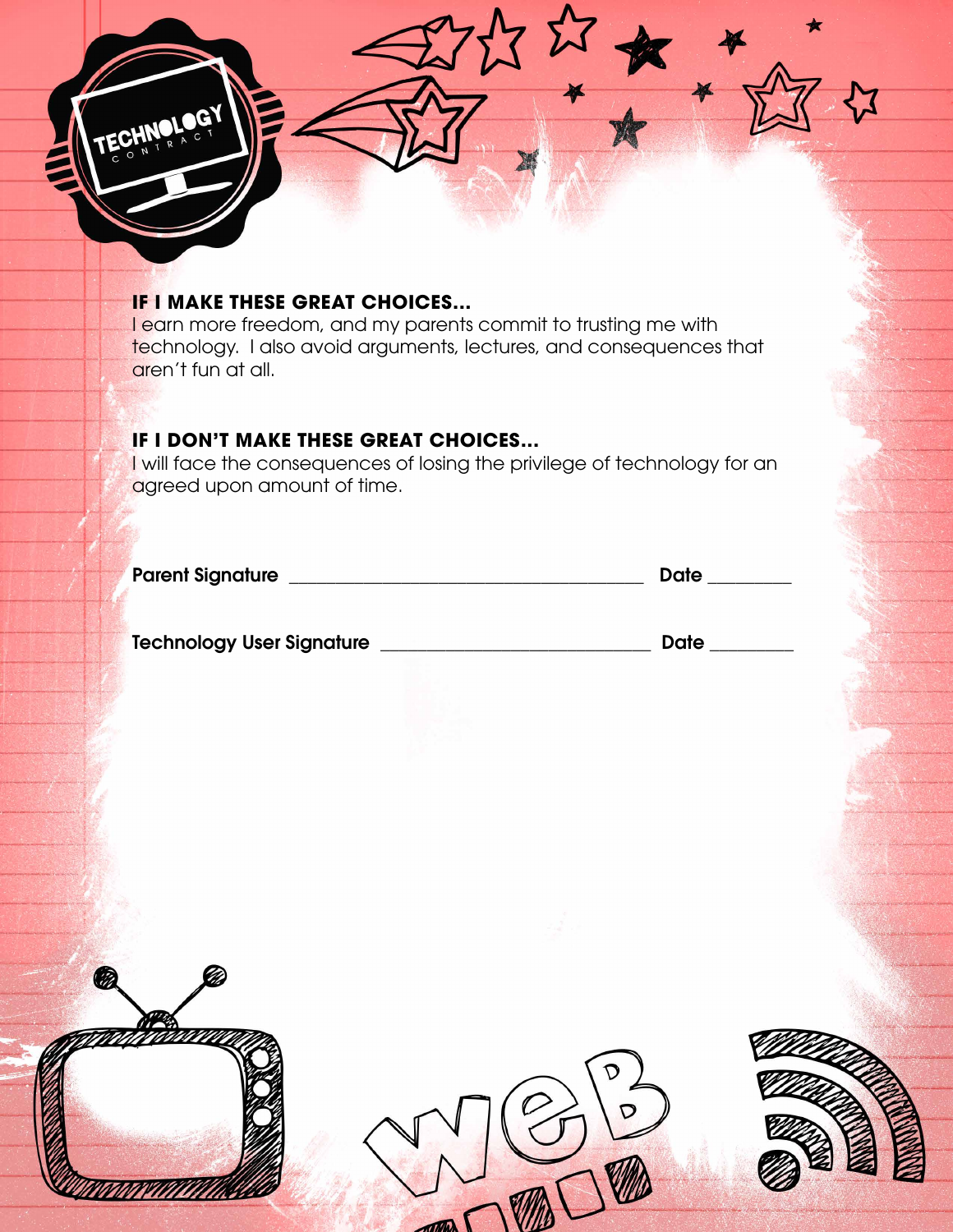### IF I MAKE THESE GREAT CHOICES...

I earn more freedom, and my parents commit to trusting me with technology. I also avoid arguments, lectures, and consequences that aren't fun at all.

### IF I DON'T MAKE THESE GREAT CHOICES...

I will face the consequences of losing the privilege of technology for an agreed upon amount of time.

**Parent Signature** ______________________________ **Date** ________

**Technology User Signature** ______________________________ **Date** ________